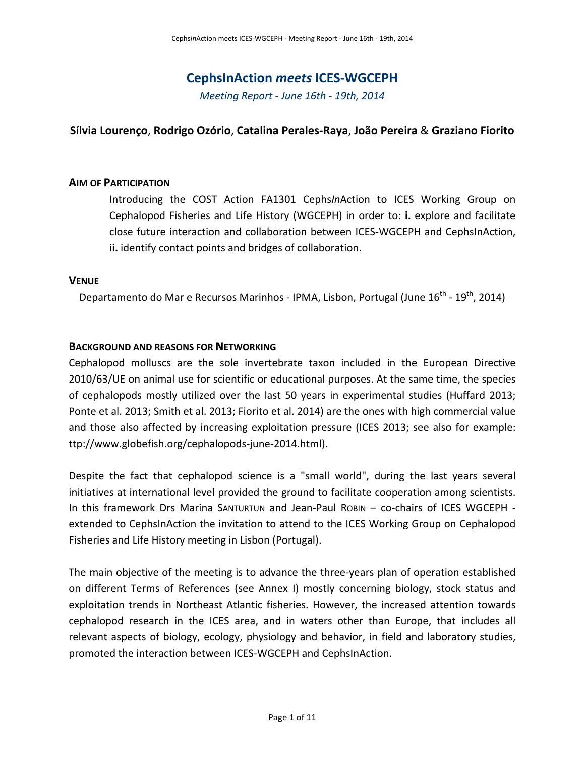# CephsInAction *meets* ICES-WGCEPH

*Meeting Report - June 16th - 19th, 2014*

**Sílvia Lourenço**, **Rodrigo Ozório**, **Catalina Perales-Raya**, **João Pereira** & **Graziano Fiorito**

## AIM OF PARTICIPATION

Introducing the COST Action FA1301 Cephs*In*Action to ICES Working Group on Cephalopod Fisheries and Life History (WGCEPH) in order to: **i.** explore and facilitate close future interaction and collaboration between ICES-WGCEPH and CephsInAction, **ii.** identify contact points and bridges of collaboration.

## VENUE

Departamento do Mar e Recursos Marinhos - IPMA, Lisbon, Portugal (June 16th - 19th, 2014)

## BACKGROUND AND REASONS FOR NETWORKING

Cephalopod molluscs are the sole invertebrate taxon included in the European Directive 2010/63/UE on animal use for scientific or educational purposes. At the same time, the species of cephalopods mostly utilized over the last 50 years in experimental studies (Huffard 2013; Ponte et al. 2013; Smith et al. 2013; Fiorito et al. 2014) are the ones with high commercial value and those also affected by increasing exploitation pressure (ICES 2013; see also for example: ttp://www.globefish.org/cephalopods-june-2014.html).

Despite the fact that cephalopod science is a "small world", during the last years several initiatives at international level provided the ground to facilitate cooperation among scientists. In this framework Drs Marina SANTURTUN and Jean-Paul ROBIN – co-chairs of ICES WGCEPH - extended to CephsInAction the invitation to attend to the ICES Working Group on Cephalopod Fisheries and Life History meeting in Lisbon (Portugal).

The main objective of the meeting is to advance the three-years plan of operation established on different Terms of References (see Annex I) mostly concerning biology, stock status and exploitation trends in Northeast Atlantic fisheries. However, the increased attention towards cephalopod research in the ICES area, and in waters other than Europe, that includes all relevant aspects of biology, ecology, physiology and behavior, in field and laboratory studies, promoted the interaction between ICES-WGCEPH and CephsInAction.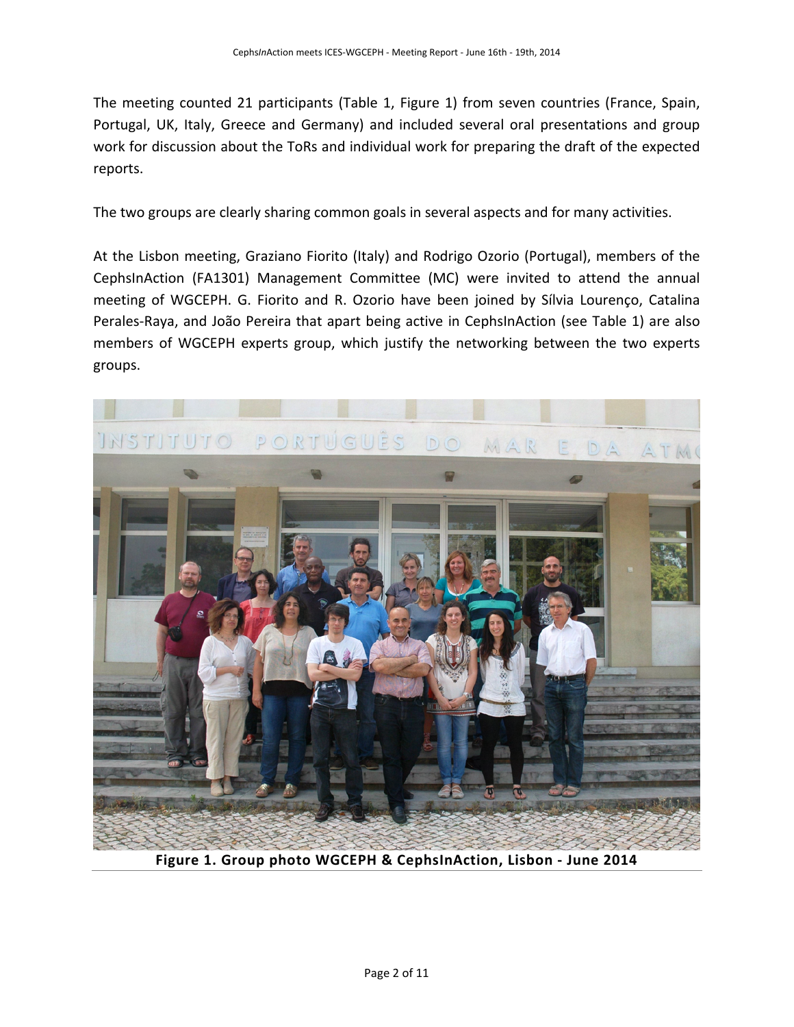The meeting counted 21 participants (Table 1, Figure 1) from seven countries (France, Spain, Portugal, UK, Italy, Greece and Germany) and included several oral presentations and group work for discussion about the ToRs and individual work for preparing the draft of the expected reports.

The two groups are clearly sharing common goals in several aspects and for many activities.

At the Lisbon meeting, Graziano Fiorito (Italy) and Rodrigo Ozorio (Portugal), members of the CephsInAction (FA1301) Management Committee (MC) were invited to attend the annual meeting of WGCEPH. G. Fiorito and R. Ozorio have been joined by Sílvia Lourenço, Catalina Perales-Raya, and João Pereira that apart being active in CephsInAction (see Table 1) are also members of WGCEPH experts group, which justify the networking between the two experts groups.

**Figure 1. Group photo WGCEPH & CephsInAction, Lisbon - June 2014**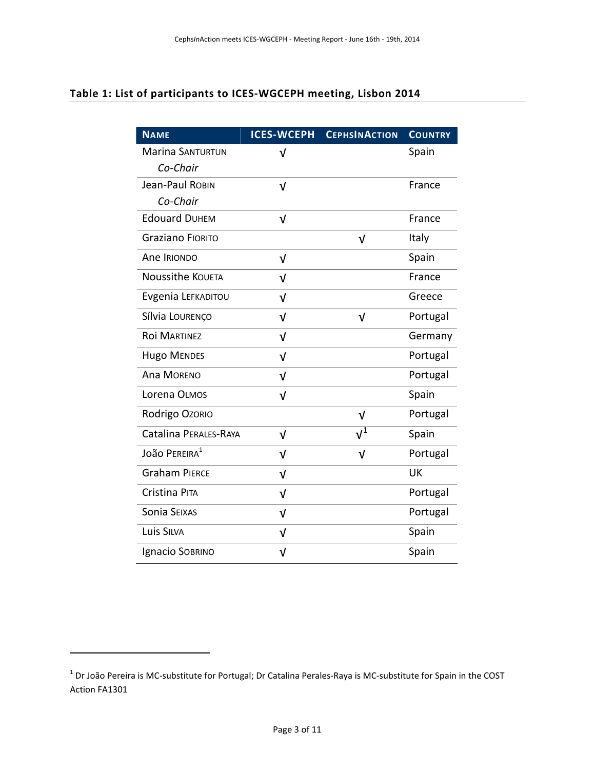**Table 1: List of participants to ICES-WGCEPH meeting, Lisbon 2014**

| NAME | ICES-WCEPH | CEPHSINACTION | COUNTRY |
|---|---|---|---|
| Marina SANTURTUN *Co-Chair* | √ | | Spain |
| Jean-Paul ROBIN *Co-Chair* | √ | | France |
| Edouard DUHEM | √ | | France |
| Graziano FIORITO | | √ | Italy |
| Ane IRIONDO | √ | | Spain |
| Noussithe KOUETA | √ | | France |
| Evgenia LEFKADITOU | √ | | Greece |
| Sílvia LOURENÇO | √ | √ | Portugal |
| Roi MARTINEZ | √ | | Germany |
| Hugo MENDES | √ | | Portugal |
| Ana MORENO | √ | | Portugal |
| Lorena OLMOS | √ | | Spain |
| Rodrigo OZORIO | | √ | Portugal |
| Catalina PERALES-RAYA | √ | √[1] | Spain |
| João PEREIRA[1] | √ | √ | Portugal |
| Graham PIERCE | √ | | UK |
| Cristina PITA | √ | | Portugal |
| Sonia SEIXAS | √ | | Portugal |
| Luis SILVA | √ | | Spain |
| Ignacio SOBRINO | √ | | Spain |

[1] Dr João Pereira is MC-substitute for Portugal; Dr Catalina Perales-Raya is MC-substitute for Spain in the COST Action FA1301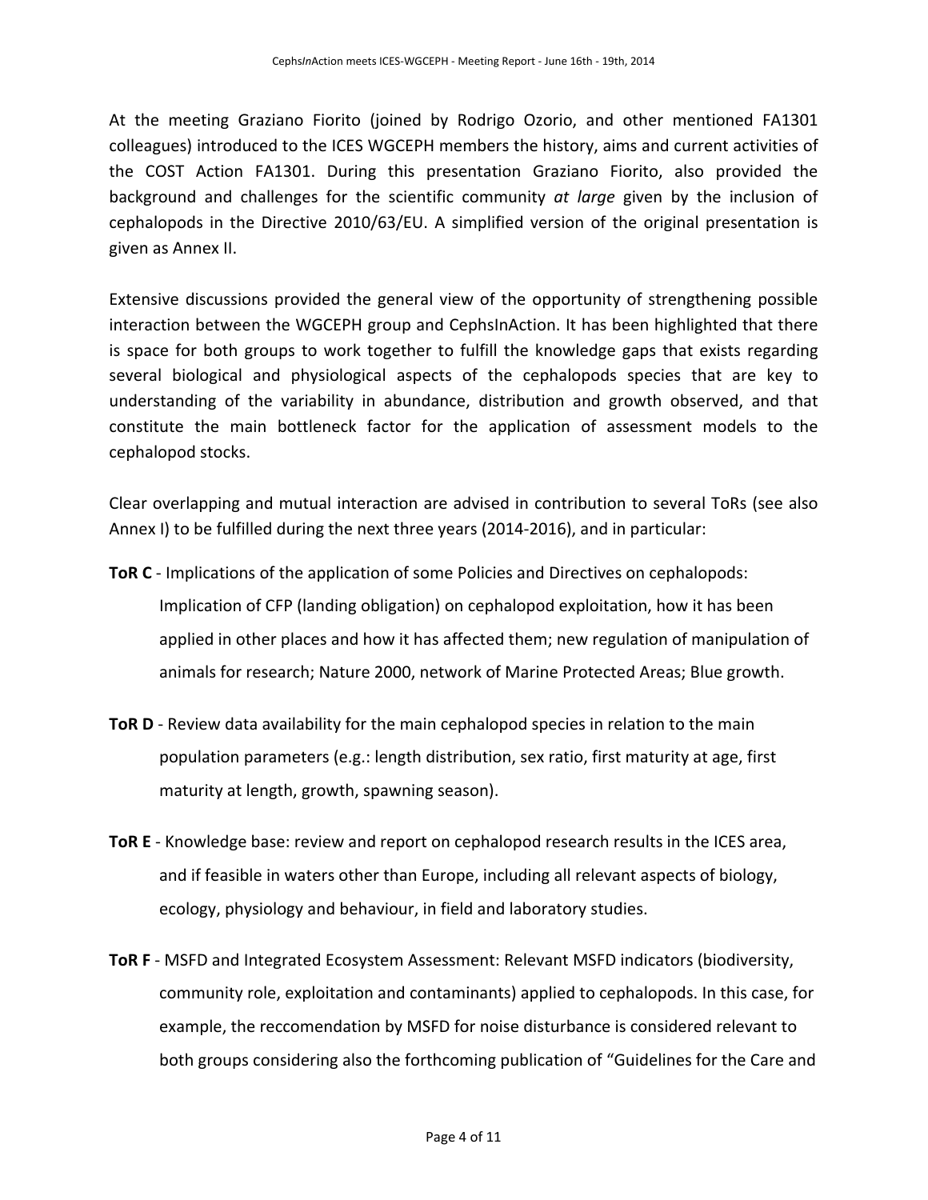At the meeting Graziano Fiorito (joined by Rodrigo Ozorio, and other mentioned FA1301 colleagues) introduced to the ICES WGCEPH members the history, aims and current activities of the COST Action FA1301. During this presentation Graziano Fiorito, also provided the background and challenges for the scientific community *at large* given by the inclusion of cephalopods in the Directive 2010/63/EU. A simplified version of the original presentation is given as Annex II.

Extensive discussions provided the general view of the opportunity of strengthening possible interaction between the WGCEPH group and CephsInAction. It has been highlighted that there is space for both groups to work together to fulfill the knowledge gaps that exists regarding several biological and physiological aspects of the cephalopods species that are key to understanding of the variability in abundance, distribution and growth observed, and that constitute the main bottleneck factor for the application of assessment models to the cephalopod stocks.

Clear overlapping and mutual interaction are advised in contribution to several ToRs (see also Annex I) to be fulfilled during the next three years (2014-2016), and in particular:

**ToR C** - Implications of the application of some Policies and Directives on cephalopods: Implication of CFP (landing obligation) on cephalopod exploitation, how it has been applied in other places and how it has affected them; new regulation of manipulation of animals for research; Nature 2000, network of Marine Protected Areas; Blue growth.

**ToR D** - Review data availability for the main cephalopod species in relation to the main population parameters (e.g.: length distribution, sex ratio, first maturity at age, first maturity at length, growth, spawning season).

**ToR E** - Knowledge base: review and report on cephalopod research results in the ICES area, and if feasible in waters other than Europe, including all relevant aspects of biology, ecology, physiology and behaviour, in field and laboratory studies.

**ToR F** - MSFD and Integrated Ecosystem Assessment: Relevant MSFD indicators (biodiversity, community role, exploitation and contaminants) applied to cephalopods. In this case, for example, the reccomendation by MSFD for noise disturbance is considered relevant to both groups considering also the forthcoming publication of "Guidelines for the Care and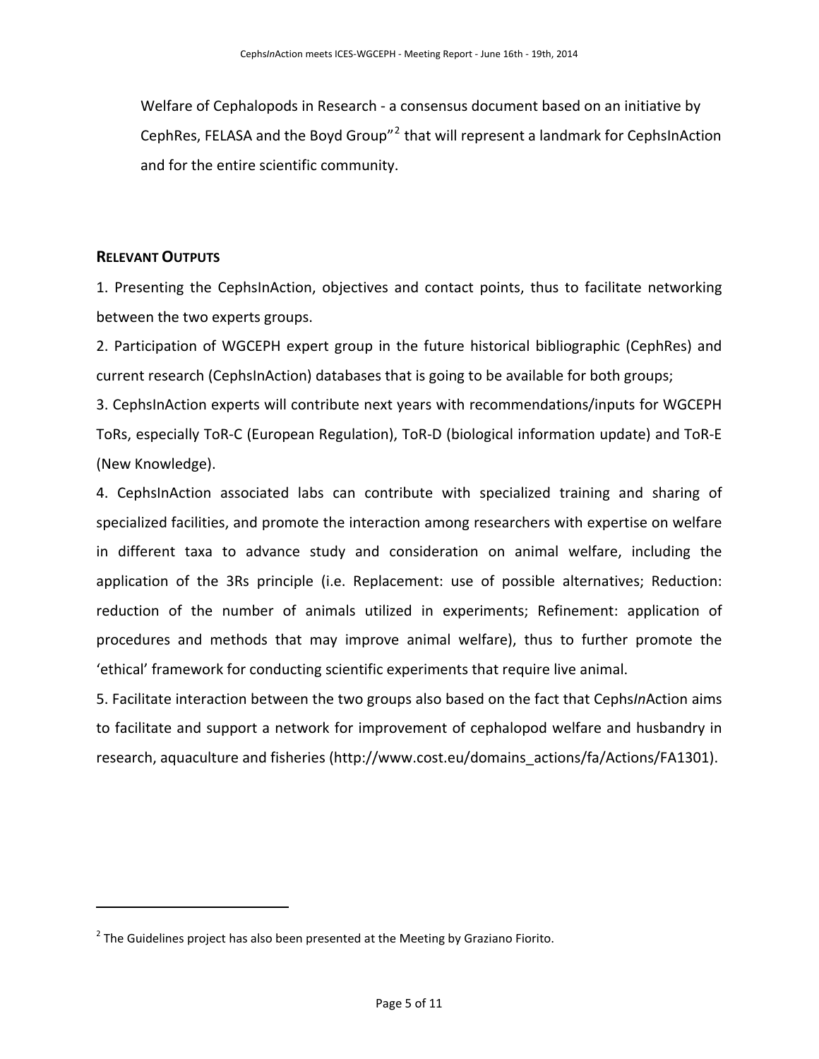Welfare of Cephalopods in Research - a consensus document based on an initiative by CephRes, FELASA and the Boyd Group"[2] that will represent a landmark for CephsInAction and for the entire scientific community.

## RELEVANT OUTPUTS

1. Presenting the CephsInAction, objectives and contact points, thus to facilitate networking between the two experts groups.

2. Participation of WGCEPH expert group in the future historical bibliographic (CephRes) and current research (CephsInAction) databases that is going to be available for both groups;

3. CephsInAction experts will contribute next years with recommendations/inputs for WGCEPH ToRs, especially ToR-C (European Regulation), ToR-D (biological information update) and ToR-E (New Knowledge).

4. CephsInAction associated labs can contribute with specialized training and sharing of specialized facilities, and promote the interaction among researchers with expertise on welfare in different taxa to advance study and consideration on animal welfare, including the application of the 3Rs principle (i.e. Replacement: use of possible alternatives; Reduction: reduction of the number of animals utilized in experiments; Refinement: application of procedures and methods that may improve animal welfare), thus to further promote the 'ethical' framework for conducting scientific experiments that require live animal.

5. Facilitate interaction between the two groups also based on the fact that Cephs*In*Action aims to facilitate and support a network for improvement of cephalopod welfare and husbandry in research, aquaculture and fisheries (http://www.cost.eu/domains_actions/fa/Actions/FA1301).

---

[2] The Guidelines project has also been presented at the Meeting by Graziano Fiorito.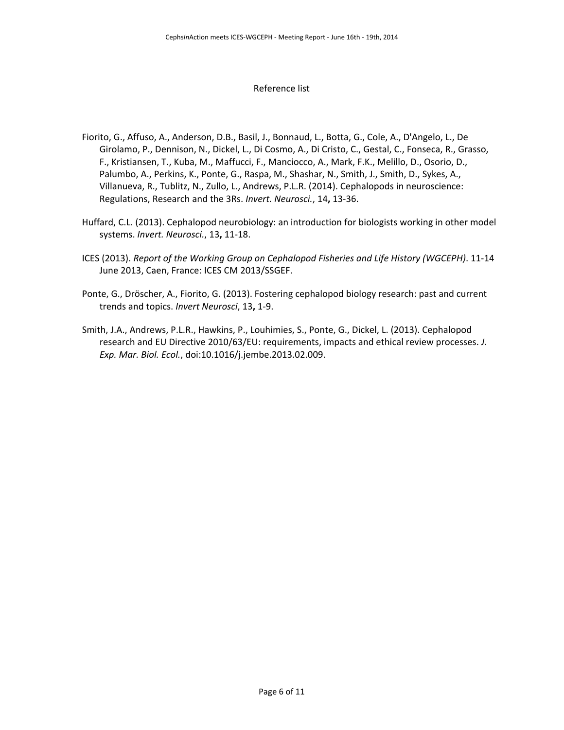# Reference list

Fiorito, G., Affuso, A., Anderson, D.B., Basil, J., Bonnaud, L., Botta, G., Cole, A., D'Angelo, L., De Girolamo, P., Dennison, N., Dickel, L., Di Cosmo, A., Di Cristo, C., Gestal, C., Fonseca, R., Grasso, F., Kristiansen, T., Kuba, M., Maffucci, F., Manciocco, A., Mark, F.K., Melillo, D., Osorio, D., Palumbo, A., Perkins, K., Ponte, G., Raspa, M., Shashar, N., Smith, J., Smith, D., Sykes, A., Villanueva, R., Tublitz, N., Zullo, L., Andrews, P.L.R. (2014). Cephalopods in neuroscience: Regulations, Research and the 3Rs. *Invert. Neurosci.*, 14**,** 13-36.

Huffard, C.L. (2013). Cephalopod neurobiology: an introduction for biologists working in other model systems. *Invert. Neurosci.*, 13**,** 11-18.

ICES (2013). *Report of the Working Group on Cephalopod Fisheries and Life History (WGCEPH)*. 11-14 June 2013, Caen, France: ICES CM 2013/SSGEF.

Ponte, G., Dröscher, A., Fiorito, G. (2013). Fostering cephalopod biology research: past and current trends and topics. *Invert Neurosci*, 13**,** 1-9.

Smith, J.A., Andrews, P.L.R., Hawkins, P., Louhimies, S., Ponte, G., Dickel, L. (2013). Cephalopod research and EU Directive 2010/63/EU: requirements, impacts and ethical review processes. *J. Exp. Mar. Biol. Ecol.*, doi:10.1016/j.jembe.2013.02.009.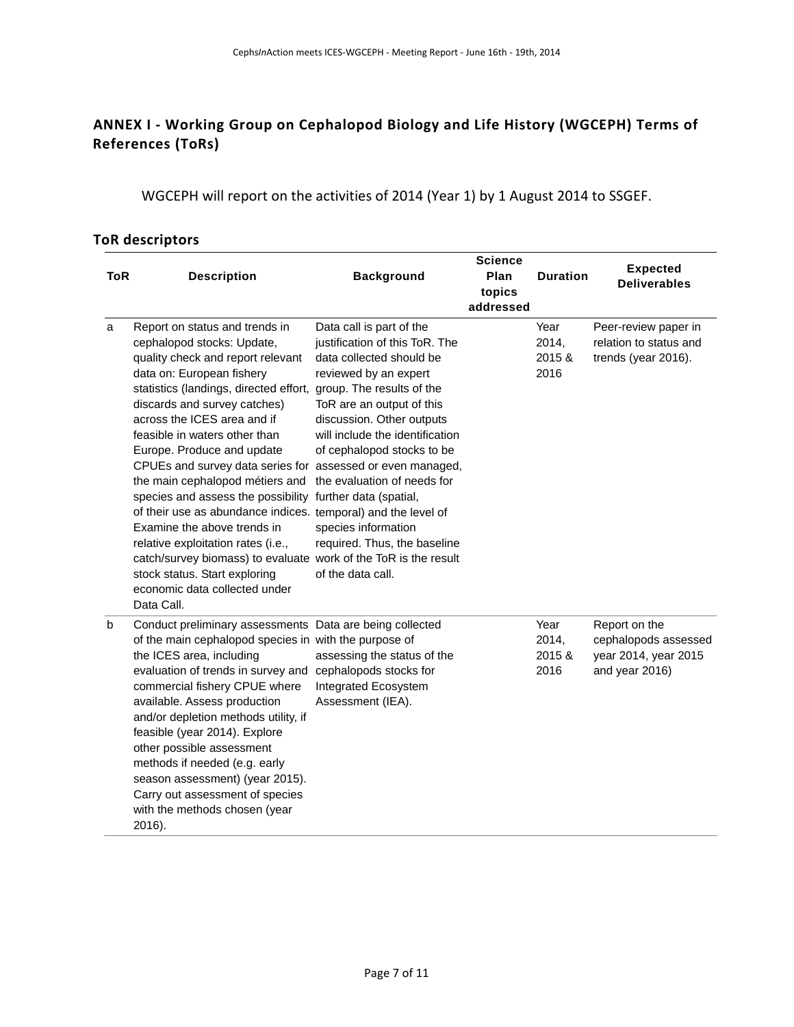## ANNEX I - Working Group on Cephalopod Biology and Life History (WGCEPH) Terms of References (ToRs)

WGCEPH will report on the activities of 2014 (Year 1) by 1 August 2014 to SSGEF.

### ToR descriptors

| ToR | Description | Background | Science Plan topics addressed | Duration | Expected Deliverables |
|---|---|---|---|---|---|
| a | Report on status and trends in cephalopod stocks: Update, quality check and report relevant data on: European fishery statistics (landings, directed effort, discards and survey catches) across the ICES area and if feasible in waters other than Europe. Produce and update CPUEs and survey data series for the main cephalopod métiers and species and assess the possibility of their use as abundance indices. Examine the above trends in relative exploitation rates (i.e., catch/survey biomass) to evaluate stock status. Start exploring economic data collected under Data Call. | Data call is part of the justification of this ToR. The data collected should be reviewed by an expert group. The results of the ToR are an output of this discussion. Other outputs will include the identification of cephalopod stocks to be assessed or even managed, the evaluation of needs for further data (spatial, temporal) and the level of species information required. Thus, the baseline work of the ToR is the result of the data call. | | Year 2014, 2015 & 2016 | Peer-review paper in relation to status and trends (year 2016). |
| b | Conduct preliminary assessments of the main cephalopod species in the ICES area, including evaluation of trends in survey and commercial fishery CPUE where available. Assess production and/or depletion methods utility, if feasible (year 2014). Explore other possible assessment methods if needed (e.g. early season assessment) (year 2015). Carry out assessment of species with the methods chosen (year 2016). | Data are being collected with the purpose of assessing the status of the cephalopods stocks for Integrated Ecosystem Assessment (IEA). | | Year 2014, 2015 & 2016 | Report on the cephalopods assessed year 2014, year 2015 and year 2016) |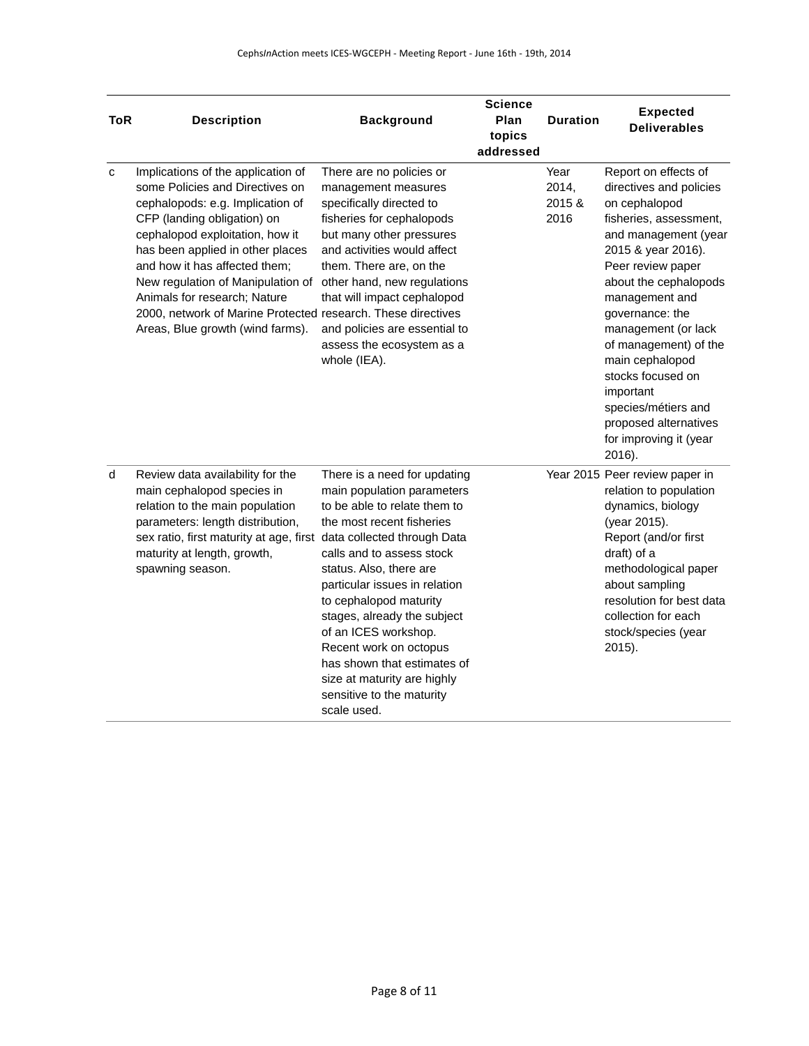| ToR | Description | Background | Science Plan topics addressed | Duration | Expected Deliverables |
|---|---|---|---|---|---|
| c | Implications of the application of some Policies and Directives on cephalopods: e.g. Implication of CFP (landing obligation) on cephalopod exploitation, how it has been applied in other places and how it has affected them; New regulation of Manipulation of Animals for research; Nature 2000, network of Marine Protected Areas, Blue growth (wind farms). | There are no policies or management measures specifically directed to fisheries for cephalopods but many other pressures and activities would affect them. There are, on the other hand, new regulations that will impact cephalopod research. These directives and policies are essential to assess the ecosystem as a whole (IEA). | | Year 2014, 2015 & 2016 | Report on effects of directives and policies on cephalopod fisheries, assessment, and management (year 2015 & year 2016). Peer review paper about the cephalopods management and governance: the management (or lack of management) of the main cephalopod stocks focused on important species/métiers and proposed alternatives for improving it (year 2016). |
| d | Review data availability for the main cephalopod species in relation to the main population parameters: length distribution, sex ratio, first maturity at age, first maturity at length, growth, spawning season. | There is a need for updating main population parameters to be able to relate them to the most recent fisheries data collected through Data calls and to assess stock status. Also, there are particular issues in relation to cephalopod maturity stages, already the subject of an ICES workshop. Recent work on octopus has shown that estimates of size at maturity are highly sensitive to the maturity scale used. | | Year 2015 | Peer review paper in relation to population dynamics, biology (year 2015). Report (and/or first draft) of a methodological paper about sampling resolution for best data collection for each stock/species (year 2015). |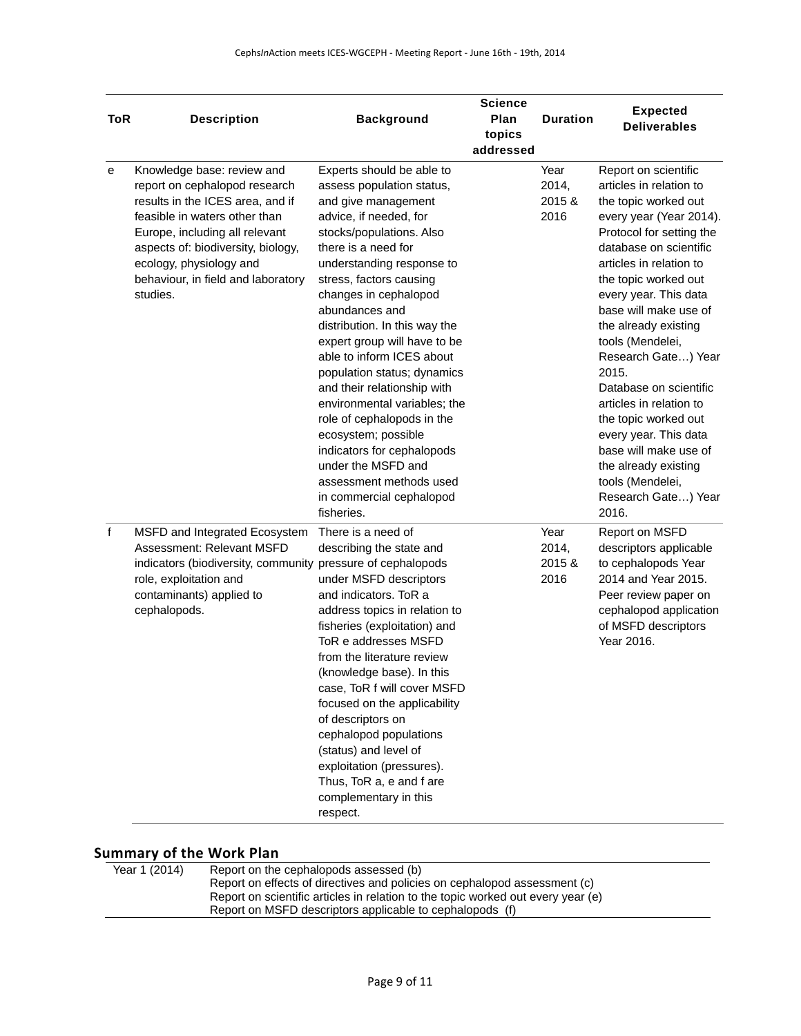| ToR | Description | Background | Science Plan topics addressed | Duration | Expected Deliverables |
|---|---|---|---|---|---|
| e | Knowledge base: review and report on cephalopod research results in the ICES area, and if feasible in waters other than Europe, including all relevant aspects of: biodiversity, biology, ecology, physiology and behaviour, in field and laboratory studies. | Experts should be able to assess population status, and give management advice, if needed, for stocks/populations. Also there is a need for understanding response to stress, factors causing changes in cephalopod abundances and distribution. In this way the expert group will have to be able to inform ICES about population status; dynamics and their relationship with environmental variables; the role of cephalopods in the ecosystem; possible indicators for cephalopods under the MSFD and assessment methods used in commercial cephalopod fisheries. | | Year 2014, 2015 & 2016 | Report on scientific articles in relation to the topic worked out every year (Year 2014). Protocol for setting the database on scientific articles in relation to the topic worked out every year. This data base will make use of the already existing tools (Mendelei, Research Gate…) Year 2015. Database on scientific articles in relation to the topic worked out every year. This data base will make use of the already existing tools (Mendelei, Research Gate…) Year 2016. |
| f | MSFD and Integrated Ecosystem Assessment: Relevant MSFD indicators (biodiversity, community role, exploitation and contaminants) applied to cephalopods. | There is a need of describing the state and pressure of cephalopods under MSFD descriptors and indicators. ToR a address topics in relation to fisheries (exploitation) and ToR e addresses MSFD from the literature review (knowledge base). In this case, ToR f will cover MSFD focused on the applicability of descriptors on cephalopod populations (status) and level of exploitation (pressures). Thus, ToR a, e and f are complementary in this respect. | | Year 2014, 2015 & 2016 | Report on MSFD descriptors applicable to cephalopods Year 2014 and Year 2015. Peer review paper on cephalopod application of MSFD descriptors Year 2016. |

## Summary of the Work Plan

| | |
|---|---|
| Year 1 (2014) | Report on the cephalopods assessed (b)<br>Report on effects of directives and policies on cephalopod assessment (c)<br>Report on scientific articles in relation to the topic worked out every year (e)<br>Report on MSFD descriptors applicable to cephalopods (f) |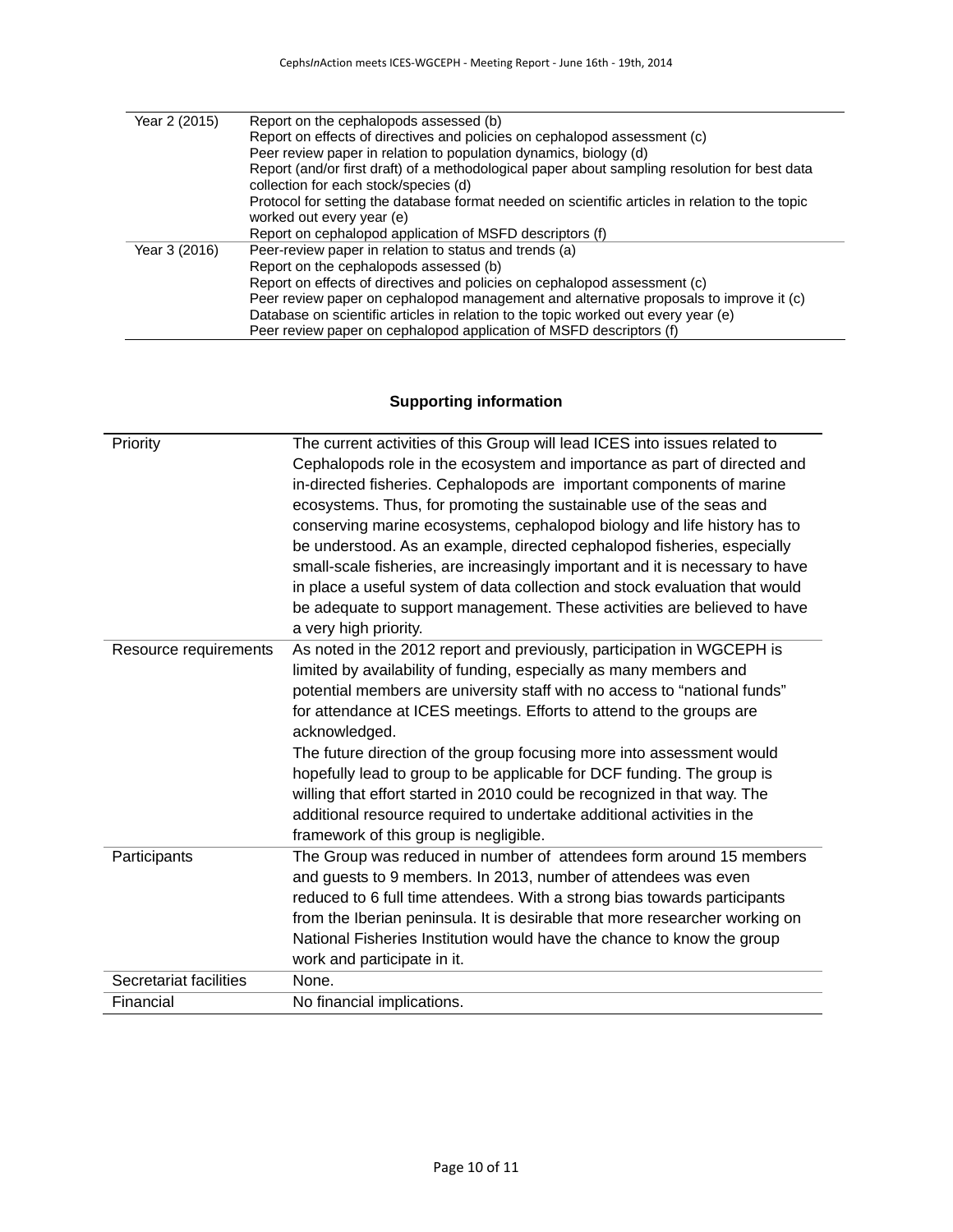| | |
|---|---|
| Year 2 (2015) | Report on the cephalopods assessed (b)<br>Report on effects of directives and policies on cephalopod assessment (c)<br>Peer review paper in relation to population dynamics, biology (d)<br>Report (and/or first draft) of a methodological paper about sampling resolution for best data collection for each stock/species (d)<br>Protocol for setting the database format needed on scientific articles in relation to the topic worked out every year (e)<br>Report on cephalopod application of MSFD descriptors (f) |
| Year 3 (2016) | Peer-review paper in relation to status and trends (a)<br>Report on the cephalopods assessed (b)<br>Report on effects of directives and policies on cephalopod assessment (c)<br>Peer review paper on cephalopod management and alternative proposals to improve it (c)<br>Database on scientific articles in relation to the topic worked out every year (e)<br>Peer review paper on cephalopod application of MSFD descriptors (f) |

**Supporting information**

| | |
|---|---|
| Priority | The current activities of this Group will lead ICES into issues related to Cephalopods role in the ecosystem and importance as part of directed and in-directed fisheries. Cephalopods are important components of marine ecosystems. Thus, for promoting the sustainable use of the seas and conserving marine ecosystems, cephalopod biology and life history has to be understood. As an example, directed cephalopod fisheries, especially small-scale fisheries, are increasingly important and it is necessary to have in place a useful system of data collection and stock evaluation that would be adequate to support management. These activities are believed to have a very high priority. |
| Resource requirements | As noted in the 2012 report and previously, participation in WGCEPH is limited by availability of funding, especially as many members and potential members are university staff with no access to "national funds" for attendance at ICES meetings. Efforts to attend to the groups are acknowledged.<br>The future direction of the group focusing more into assessment would hopefully lead to group to be applicable for DCF funding. The group is willing that effort started in 2010 could be recognized in that way. The additional resource required to undertake additional activities in the framework of this group is negligible. |
| Participants | The Group was reduced in number of attendees form around 15 members and guests to 9 members. In 2013, number of attendees was even reduced to 6 full time attendees. With a strong bias towards participants from the Iberian peninsula. It is desirable that more researcher working on National Fisheries Institution would have the chance to know the group work and participate in it. |
| Secretariat facilities | None. |
| Financial | No financial implications. |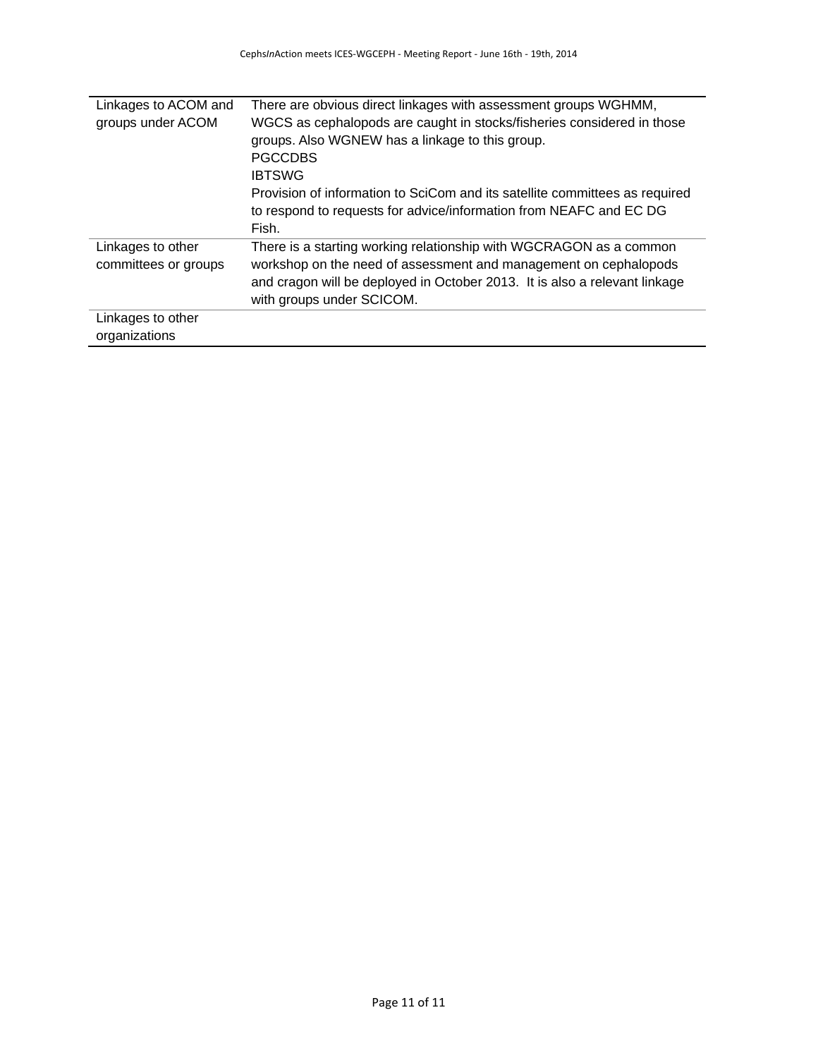| | |
|---|---|
| Linkages to ACOM and groups under ACOM | There are obvious direct linkages with assessment groups WGHMM, WGCS as cephalopods are caught in stocks/fisheries considered in those groups. Also WGNEW has a linkage to this group.<br>PGCCDBS<br>IBTSWG<br>Provision of information to SciCom and its satellite committees as required to respond to requests for advice/information from NEAFC and EC DG Fish. |
| Linkages to other committees or groups | There is a starting working relationship with WGCRAGON as a common workshop on the need of assessment and management on cephalopods and cragon will be deployed in October 2013. It is also a relevant linkage with groups under SCICOM. |
| Linkages to other organizations | |